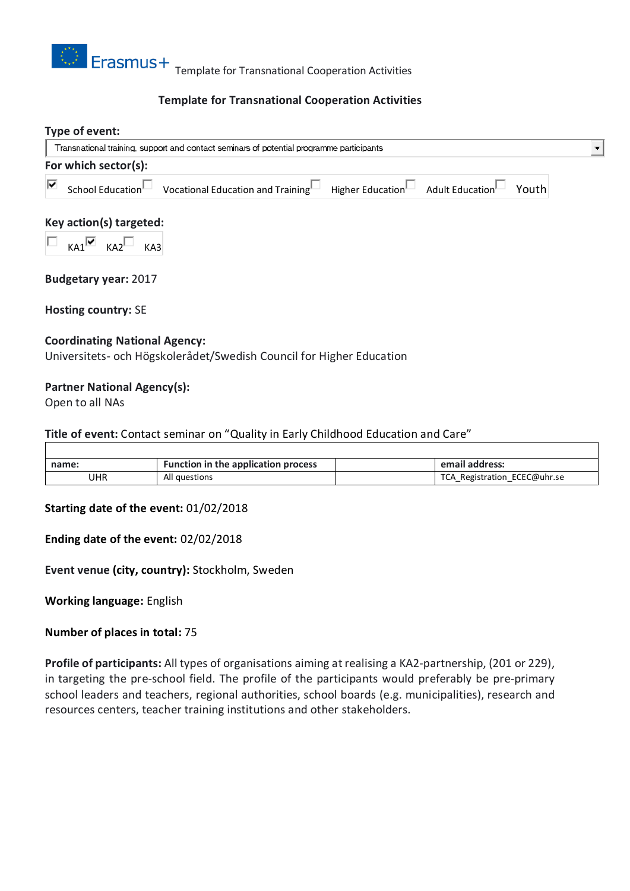**Template for Transnational Cooperation Activities**

**Type of event:**

Transnational training, support and contact seminars of potential programme participants

**For which sector(s):**

☑ School Education ☐ Vocational Education and Training ☐ Higher Education ☐ Adult Education ☐ Youth

**Key action(s) targeted:**

☐ KA1 ☑ KA2 ☐ KA3

**Budgetary year:** 2017

**Hosting country:** SE

**Coordinating National Agency:**
Universitets- och Högskolerådet/Swedish Council for Higher Education

**Partner National Agency(s):**
Open to all NAs

**Title of event:** Contact seminar on "Quality in Early Childhood Education and Care"

| name: | Function in the application process | | email address: |
|---|---|---|---|
| UHR | All questions | | TCA_Registration_ECEC@uhr.se |

**Starting date of the event:** 01/02/2018

**Ending date of the event:** 02/02/2018

**Event venue (city, country):** Stockholm, Sweden

**Working language:** English

**Number of places in total:** 75

**Profile of participants:** All types of organisations aiming at realising a KA2-partnership, (201 or 229), in targeting the pre-school field. The profile of the participants would preferably be pre-primary school leaders and teachers, regional authorities, school boards (e.g. municipalities), research and resources centers, teacher training institutions and other stakeholders.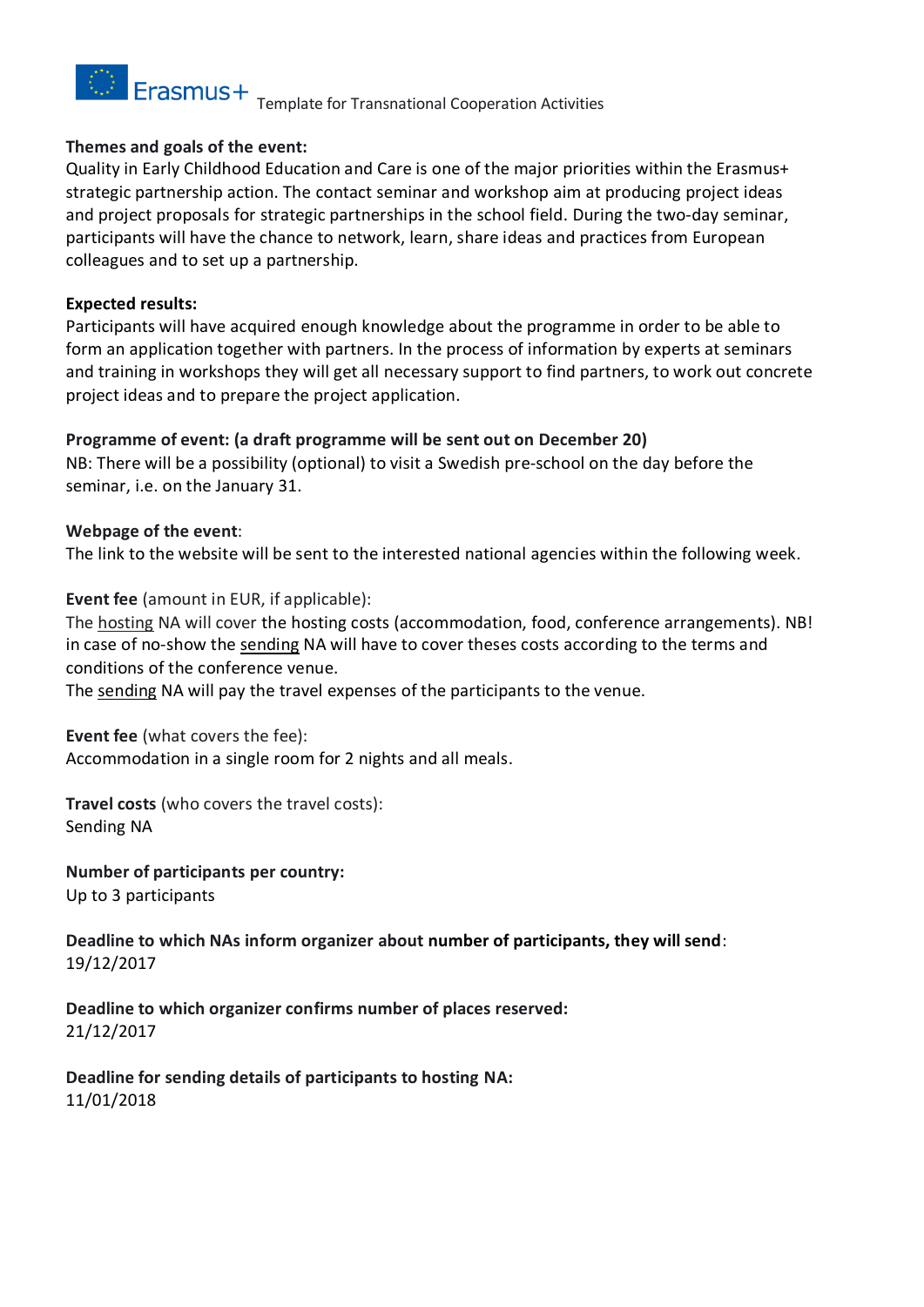**Themes and goals of the event:**
Quality in Early Childhood Education and Care is one of the major priorities within the Erasmus+ strategic partnership action. The contact seminar and workshop aim at producing project ideas and project proposals for strategic partnerships in the school field. During the two-day seminar, participants will have the chance to network, learn, share ideas and practices from European colleagues and to set up a partnership.

**Expected results:**
Participants will have acquired enough knowledge about the programme in order to be able to form an application together with partners. In the process of information by experts at seminars and training in workshops they will get all necessary support to find partners, to work out concrete project ideas and to prepare the project application.

**Programme of event: (a draft programme will be sent out on December 20)**
NB: There will be a possibility (optional) to visit a Swedish pre-school on the day before the seminar, i.e. on the January 31.

**Webpage of the event**:
The link to the website will be sent to the interested national agencies within the following week.

**Event fee** (amount in EUR, if applicable):
The hosting NA will cover the hosting costs (accommodation, food, conference arrangements). NB! in case of no-show the sending NA will have to cover theses costs according to the terms and conditions of the conference venue.
The sending NA will pay the travel expenses of the participants to the venue.

**Event fee** (what covers the fee):
Accommodation in a single room for 2 nights and all meals.

**Travel costs** (who covers the travel costs):
Sending NA

**Number of participants per country:**
Up to 3 participants

**Deadline to which NAs inform organizer about number of participants, they will send**:
19/12/2017

**Deadline to which organizer confirms number of places reserved:**
21/12/2017

**Deadline for sending details of participants to hosting NA:**
11/01/2018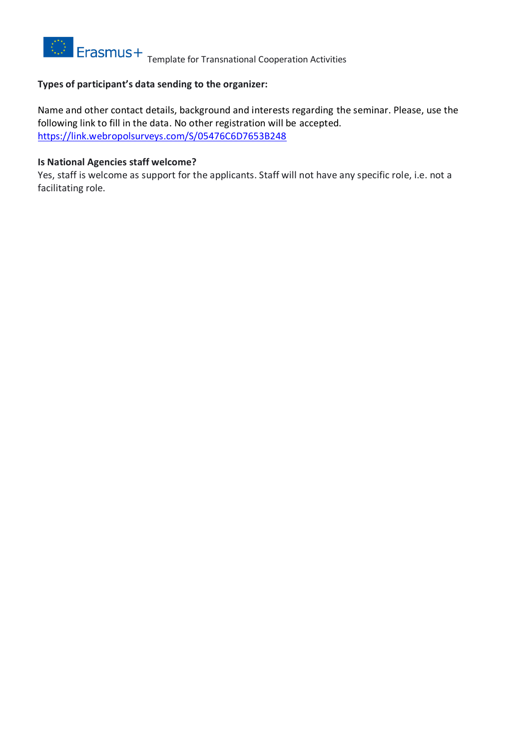**Types of participant's data sending to the organizer:**

Name and other contact details, background and interests regarding the seminar. Please, use the following link to fill in the data. No other registration will be accepted.
https://link.webropolsurveys.com/S/05476C6D7653B248

**Is National Agencies staff welcome?**

Yes, staff is welcome as support for the applicants. Staff will not have any specific role, i.e. not a facilitating role.